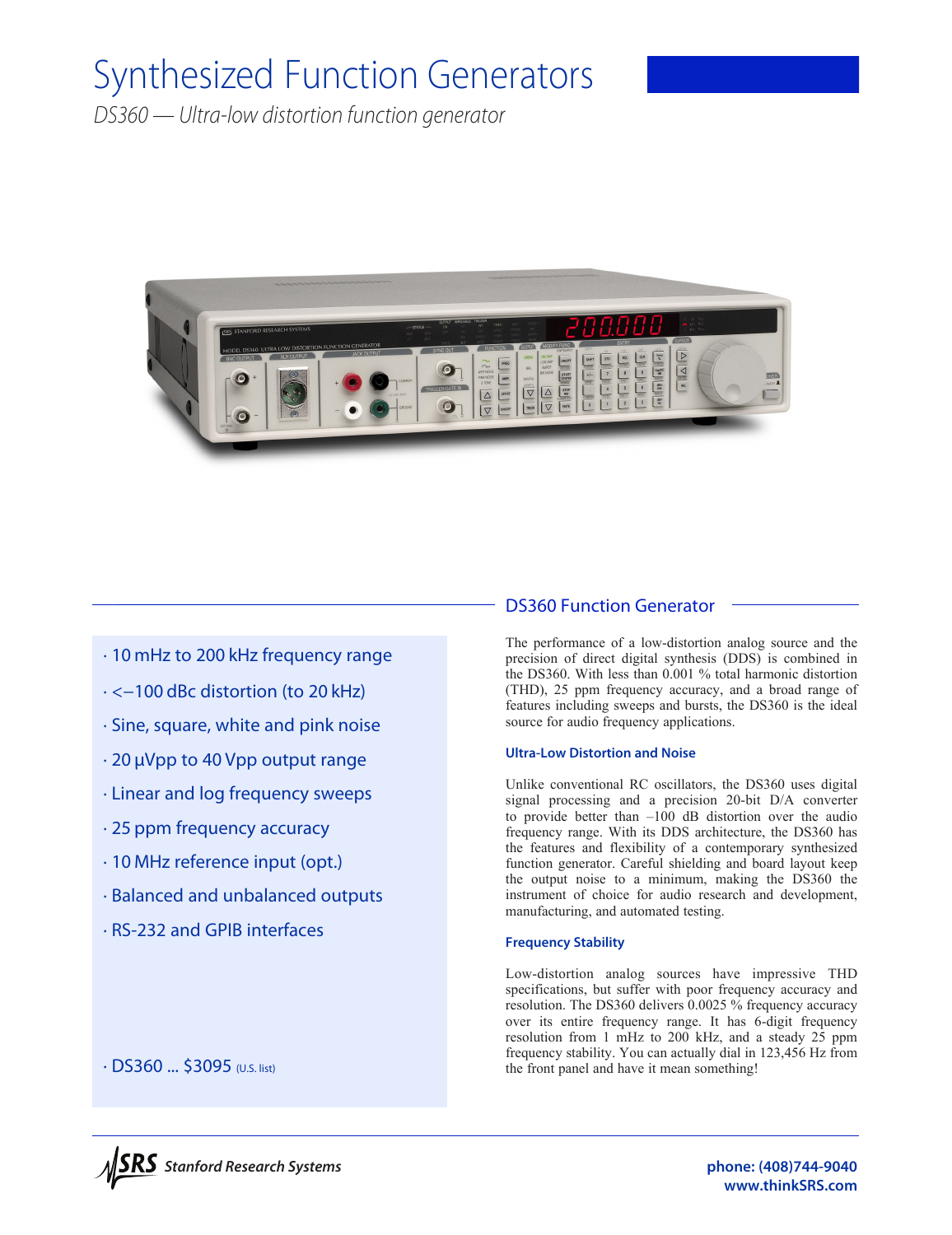# Synthesized Function Generators

*DS360 — Ultra-low distortion function generator*

- 10 mHz to 200 kHz frequency range
- <−100 dBc distortion (to 20 kHz)
- Sine, square, white and pink noise
- 20 μVpp to 40 Vpp output range
- Linear and log frequency sweeps
- 25 ppm frequency accuracy
- 10 MHz reference input (opt.)
- Balanced and unbalanced outputs
- RS-232 and GPIB interfaces

- DS360 ... $3095 (U.S. list)

## DS360 Function Generator

The performance of a low-distortion analog source and the precision of direct digital synthesis (DDS) is combined in the DS360. With less than 0.001 % total harmonic distortion (THD), 25 ppm frequency accuracy, and a broad range of features including sweeps and bursts, the DS360 is the ideal source for audio frequency applications.

### Ultra-Low Distortion and Noise

Unlike conventional RC oscillators, the DS360 uses digital signal processing and a precision 20-bit D/A converter to provide better than –100 dB distortion over the audio frequency range. With its DDS architecture, the DS360 has the features and flexibility of a contemporary synthesized function generator. Careful shielding and board layout keep the output noise to a minimum, making the DS360 the instrument of choice for audio research and development, manufacturing, and automated testing.

### Frequency Stability

Low-distortion analog sources have impressive THD specifications, but suffer with poor frequency accuracy and resolution. The DS360 delivers 0.0025 % frequency accuracy over its entire frequency range. It has 6-digit frequency resolution from 1 mHz to 200 kHz, and a steady 25 ppm frequency stability. You can actually dial in 123,456 Hz from the front panel and have it mean something!

SRS Stanford Research Systems

phone: (408)744-9040
www.thinkSRS.com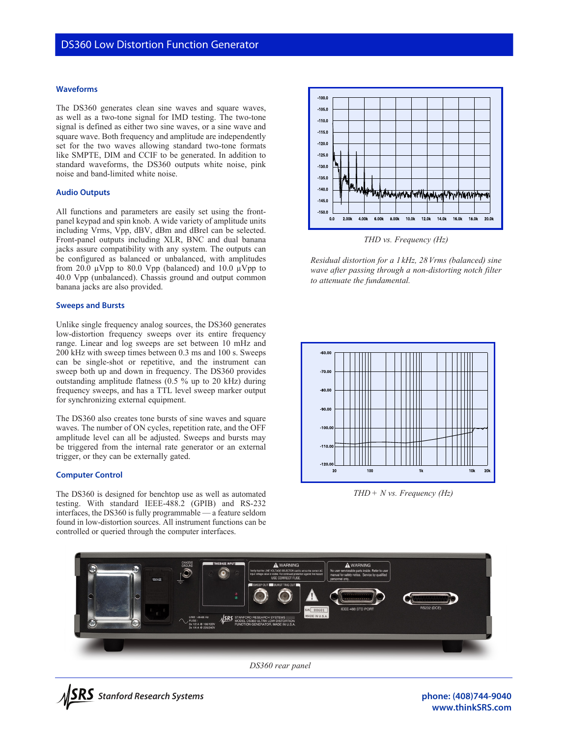## Waveforms

The DS360 generates clean sine waves and square waves, as well as a two-tone signal for IMD testing. The two-tone signal is defined as either two sine waves, or a sine wave and square wave. Both frequency and amplitude are independently set for the two waves allowing standard two-tone formats like SMPTE, DIM and CCIF to be generated. In addition to standard waveforms, the DS360 outputs white noise, pink noise and band-limited white noise.

## Audio Outputs

All functions and parameters are easily set using the front-panel keypad and spin knob. A wide variety of amplitude units including Vrms, Vpp, dBV, dBm and dBrel can be selected. Front-panel outputs including XLR, BNC and dual banana jacks assure compatibility with any system. The outputs can be configured as balanced or unbalanced, with amplitudes from 20.0 µVpp to 80.0 Vpp (balanced) and 10.0 µVpp to 40.0 Vpp (unbalanced). Chassis ground and output common banana jacks are also provided.

## Sweeps and Bursts

Unlike single frequency analog sources, the DS360 generates low-distortion frequency sweeps over its entire frequency range. Linear and log sweeps are set between 10 mHz and 200 kHz with sweep times between 0.3 ms and 100 s. Sweeps can be single-shot or repetitive, and the instrument can sweep both up and down in frequency. The DS360 provides outstanding amplitude flatness (0.5 % up to 20 kHz) during frequency sweeps, and has a TTL level sweep marker output for synchronizing external equipment.

The DS360 also creates tone bursts of sine waves and square waves. The number of ON cycles, repetition rate, and the OFF amplitude level can all be adjusted. Sweeps and bursts may be triggered from the internal rate generator or an external trigger, or they can be externally gated.

## Computer Control

The DS360 is designed for benchtop use as well as automated testing. With standard IEEE-488.2 (GPIB) and RS-232 interfaces, the DS360 is fully programmable — a feature seldom found in low-distortion sources. All instrument functions can be controlled or queried through the computer interfaces.

*THD vs. Frequency (Hz)*

*Residual distortion for a 1 kHz, 28 Vrms (balanced) sine wave after passing through a non-distorting notch filter to attenuate the fundamental.*

*THD + N vs. Frequency (Hz)*

*DS360 rear panel*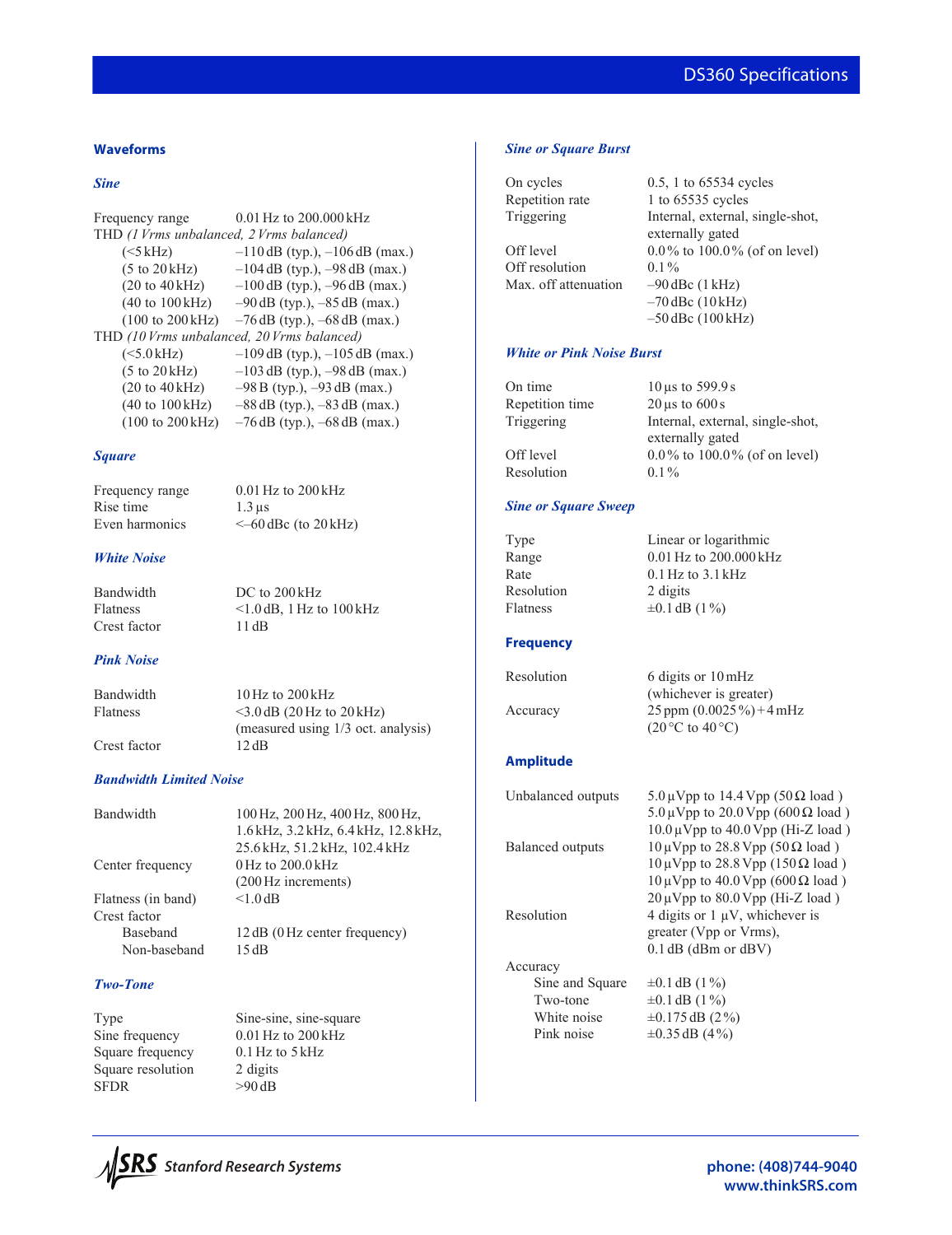## Waveforms

### *Sine*

| | |
|---|---|
| Frequency range | 0.01 Hz to 200.000 kHz |
| THD *(1 Vrms unbalanced, 2 Vrms balanced)* | |
| (<5 kHz) | –110 dB (typ.), –106 dB (max.) |
| (5 to 20 kHz) | –104 dB (typ.), –98 dB (max.) |
| (20 to 40 kHz) | –100 dB (typ.), –96 dB (max.) |
| (40 to 100 kHz) | –90 dB (typ.), –85 dB (max.) |
| (100 to 200 kHz) | –76 dB (typ.), –68 dB (max.) |
| THD *(10 Vrms unbalanced, 20 Vrms balanced)* | |
| (<5.0 kHz) | –109 dB (typ.), –105 dB (max.) |
| (5 to 20 kHz) | –103 dB (typ.), –98 dB (max.) |
| (20 to 40 kHz) | –98 B (typ.), –93 dB (max.) |
| (40 to 100 kHz) | –88 dB (typ.), –83 dB (max.) |
| (100 to 200 kHz) | –76 dB (typ.), –68 dB (max.) |

### *Square*

| | |
|---|---|
| Frequency range | 0.01 Hz to 200 kHz |
| Rise time | 1.3 µs |
| Even harmonics | <–60 dBc (to 20 kHz) |

### *White Noise*

| | |
|---|---|
| Bandwidth | DC to 200 kHz |
| Flatness | <1.0 dB, 1 Hz to 100 kHz |
| Crest factor | 11 dB |

### *Pink Noise*

| | |
|---|---|
| Bandwidth | 10 Hz to 200 kHz |
| Flatness | <3.0 dB (20 Hz to 20 kHz) (measured using 1/3 oct. analysis) |
| Crest factor | 12 dB |

### *Bandwidth Limited Noise*

| | |
|---|---|
| Bandwidth | 100 Hz, 200 Hz, 400 Hz, 800 Hz, 1.6 kHz, 3.2 kHz, 6.4 kHz, 12.8 kHz, 25.6 kHz, 51.2 kHz, 102.4 kHz |
| Center frequency | 0 Hz to 200.0 kHz (200 Hz increments) |
| Flatness (in band) | <1.0 dB |
| Crest factor | |
| Baseband | 12 dB (0 Hz center frequency) |
| Non-baseband | 15 dB |

### *Two-Tone*

| | |
|---|---|
| Type | Sine-sine, sine-square |
| Sine frequency | 0.01 Hz to 200 kHz |
| Square frequency | 0.1 Hz to 5 kHz |
| Square resolution | 2 digits |
| SFDR | >90 dB |

### *Sine or Square Burst*

| | |
|---|---|
| On cycles | 0.5, 1 to 65534 cycles |
| Repetition rate | 1 to 65535 cycles |
| Triggering | Internal, external, single-shot, externally gated |
| Off level | 0.0 % to 100.0 % (of on level) |
| Off resolution | 0.1 % |
| Max. off attenuation | –90 dBc (1 kHz) |
| | –70 dBc (10 kHz) |
| | –50 dBc (100 kHz) |

### *White or Pink Noise Burst*

| | |
|---|---|
| On time | 10 µs to 599.9 s |
| Repetition time | 20 µs to 600 s |
| Triggering | Internal, external, single-shot, externally gated |
| Off level | 0.0 % to 100.0 % (of on level) |
| Resolution | 0.1 % |

### *Sine or Square Sweep*

| | |
|---|---|
| Type | Linear or logarithmic |
| Range | 0.01 Hz to 200.000 kHz |
| Rate | 0.1 Hz to 3.1 kHz |
| Resolution | 2 digits |
| Flatness | ±0.1 dB (1 %) |

## Frequency

| | |
|---|---|
| Resolution | 6 digits or 10 mHz (whichever is greater) |
| Accuracy | 25 ppm (0.0025 %) + 4 mHz (20 °C to 40 °C) |

## Amplitude

| | |
|---|---|
| Unbalanced outputs | 5.0 µVpp to 14.4 Vpp (50 Ω load ) |
| | 5.0 µVpp to 20.0 Vpp (600 Ω load ) |
| | 10.0 µVpp to 40.0 Vpp (Hi-Z load ) |
| Balanced outputs | 10 µVpp to 28.8 Vpp (50 Ω load ) |
| | 10 µVpp to 28.8 Vpp (150 Ω load ) |
| | 10 µVpp to 40.0 Vpp (600 Ω load ) |
| | 20 µVpp to 80.0 Vpp (Hi-Z load ) |
| Resolution | 4 digits or 1 µV, whichever is greater (Vpp or Vrms), 0.1 dB (dBm or dBV) |
| Accuracy | |
| Sine and Square | ±0.1 dB (1 %) |
| Two-tone | ±0.1 dB (1 %) |
| White noise | ±0.175 dB (2 %) |
| Pink noise | ±0.35 dB (4 %) |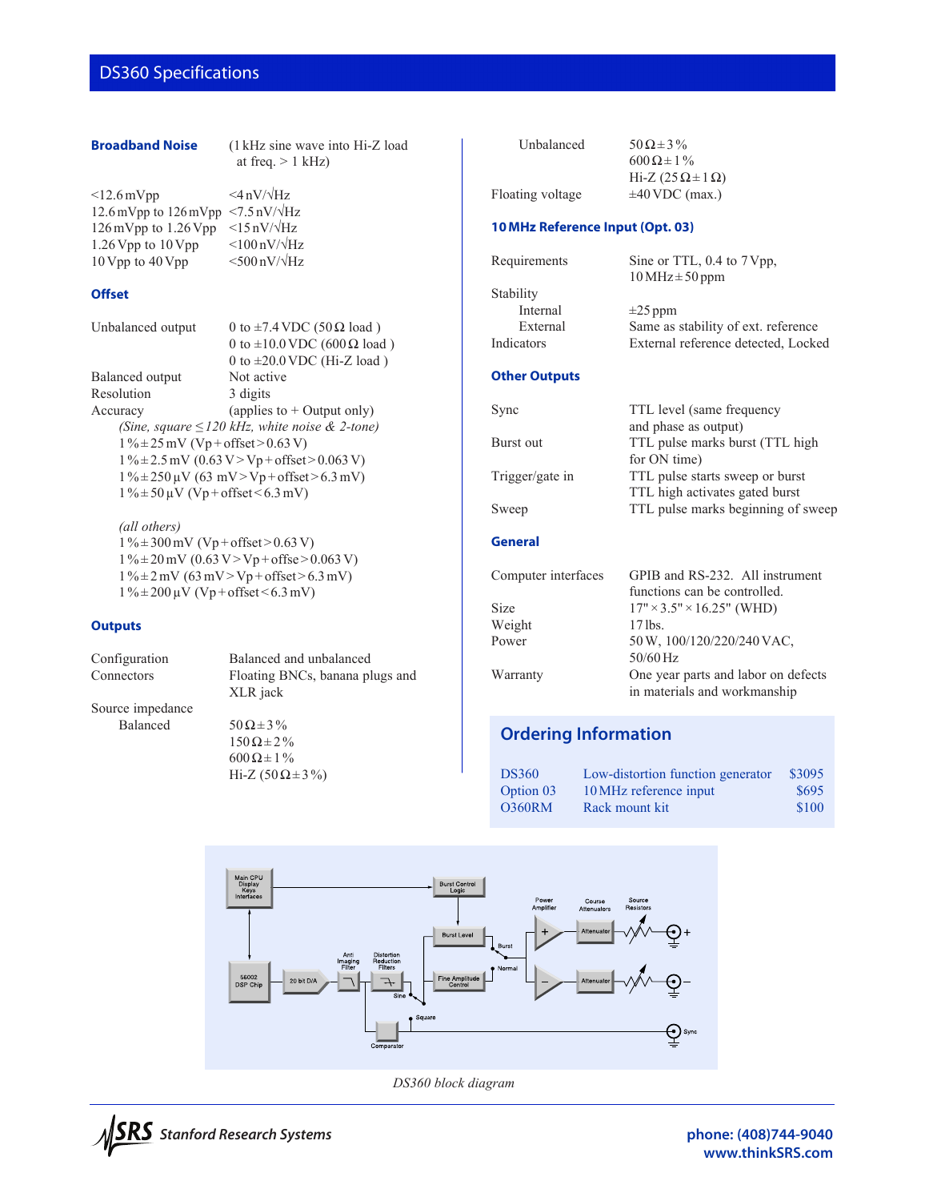# DS360 Specifications

### Broadband Noise

(1 kHz sine wave into Hi-Z load at freq. > 1 kHz)

| | |
|---|---|
| <12.6 mVpp | <4 nV/√Hz |
| 12.6 mVpp to 126 mVpp | <7.5 nV/√Hz |
| 126 mVpp to 1.26 Vpp | <15 nV/√Hz |
| 1.26 Vpp to 10 Vpp | <100 nV/√Hz |
| 10 Vpp to 40 Vpp | <500 nV/√Hz |

### Offset

| | |
|---|---|
| Unbalanced output | 0 to ±7.4 VDC (50 Ω load ) |
| | 0 to ±10.0 VDC (600 Ω load ) |
| | 0 to ±20.0 VDC (Hi-Z load ) |
| Balanced output | Not active |
| Resolution | 3 digits |
| Accuracy | (applies to + Output only) |

*(Sine, square ≤120 kHz, white noise & 2-tone)*
1 % ± 25 mV (Vp + offset > 0.63 V)
1 % ± 2.5 mV (0.63 V > Vp + offset > 0.063 V)
1 % ± 250 µV (63 mV > Vp + offset > 6.3 mV)
1 % ± 50 µV (Vp + offset < 6.3 mV)

*(all others)*
1 % ± 300 mV (Vp + offset > 0.63 V)
1 % ± 20 mV (0.63 V > Vp + offse > 0.063 V)
1 % ± 2 mV (63 mV > Vp + offset > 6.3 mV)
1 % ± 200 µV (Vp + offset < 6.3 mV)

### Outputs

| | |
|---|---|
| Configuration | Balanced and unbalanced |
| Connectors | Floating BNCs, banana plugs and XLR jack |
| Source impedance | |
| Balanced | 50 Ω ± 3 % |
| | 150 Ω ± 2 % |
| | 600 Ω ± 1 % |
| | Hi-Z (50 Ω ± 3 %) |
| Unbalanced | 50 Ω ± 3 % |
| | 600 Ω ± 1 % |
| | Hi-Z (25 Ω ± 1 Ω) |
| Floating voltage | ±40 VDC (max.) |

### 10 MHz Reference Input (Opt. 03)

| | |
|---|---|
| Requirements | Sine or TTL, 0.4 to 7 Vpp, 10 MHz ± 50 ppm |
| Stability | |
| Internal | ±25 ppm |
| External | Same as stability of ext. reference |
| Indicators | External reference detected, Locked |

### Other Outputs

| | |
|---|---|
| Sync | TTL level (same frequency and phase as output) |
| Burst out | TTL pulse marks burst (TTL high for ON time) |
| Trigger/gate in | TTL pulse starts sweep or burst<br>TTL high activates gated burst |
| Sweep | TTL pulse marks beginning of sweep |

### General

| | |
|---|---|
| Computer interfaces | GPIB and RS-232. All instrument functions can be controlled. |
| Size | 17" × 3.5" × 16.25" (WHD) |
| Weight | 17 lbs. |
| Power | 50 W, 100/120/220/240 VAC, 50/60 Hz |
| Warranty | One year parts and labor on defects in materials and workmanship |

## Ordering Information

| | | |
|---|---|---|
| DS360 | Low-distortion function generator | $3095 |
| Option 03 | 10 MHz reference input | $695 |
| O360RM | Rack mount kit | $100 |

Main CPU Display Keys Interfaces
Burst Control Logic
Burst Level
Power Amplifier
Course Attenuators
Source Resistors
Attenuator
Attenuator
Burst
Normal
56002 DSP Chip
20 bit D/A
Anti Imaging Filter
Distortion Reduction Filters
Fine Amplitude Control
Sine
Square
Comparator
Sync

*DS360 block diagram*